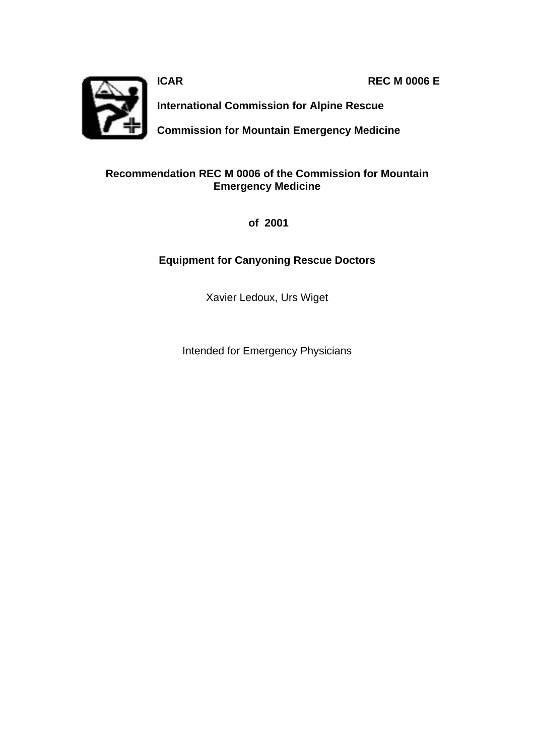**ICAR** **REC M 0006 E**

**International Commission for Alpine Rescue**

**Commission for Mountain Emergency Medicine**

# Recommendation REC M 0006 of the Commission for Mountain Emergency Medicine

**of 2001**

## Equipment for Canyoning Rescue Doctors

Xavier Ledoux, Urs Wiget

Intended for Emergency Physicians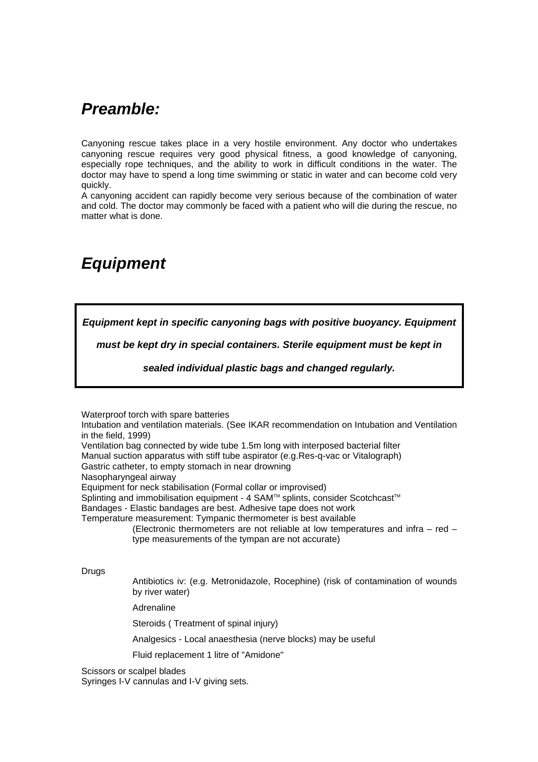## *Preamble:*

Canyoning rescue takes place in a very hostile environment. Any doctor who undertakes canyoning rescue requires very good physical fitness, a good knowledge of canyoning, especially rope techniques, and the ability to work in difficult conditions in the water. The doctor may have to spend a long time swimming or static in water and can become cold very quickly.
A canyoning accident can rapidly become very serious because of the combination of water and cold. The doctor may commonly be faced with a patient who will die during the rescue, no matter what is done.

## *Equipment*

> ***Equipment kept in specific canyoning bags with positive buoyancy. Equipment must be kept dry in special containers. Sterile equipment must be kept in sealed individual plastic bags and changed regularly.***

Waterproof torch with spare batteries
Intubation and ventilation materials. (See IKAR recommendation on Intubation and Ventilation in the field, 1999)
Ventilation bag connected by wide tube 1.5m long with interposed bacterial filter
Manual suction apparatus with stiff tube aspirator (e.g.Res-q-vac or Vitalograph)
Gastric catheter, to empty stomach in near drowning
Nasopharyngeal airway
Equipment for neck stabilisation (Formal collar or improvised)
Splinting and immobilisation equipment - 4 SAM™ splints, consider Scotchcast™
Bandages - Elastic bandages are best. Adhesive tape does not work
Temperature measurement: Tympanic thermometer is best available

> (Electronic thermometers are not reliable at low temperatures and infra – red – type measurements of the tympan are not accurate)

Drugs

> Antibiotics iv: (e.g. Metronidazole, Rocephine) (risk of contamination of wounds by river water)
>
> Adrenaline
>
> Steroids ( Treatment of spinal injury)
>
> Analgesics - Local anaesthesia (nerve blocks) may be useful
>
> Fluid replacement 1 litre of "Amidone"

Scissors or scalpel blades
Syringes I-V cannulas and I-V giving sets.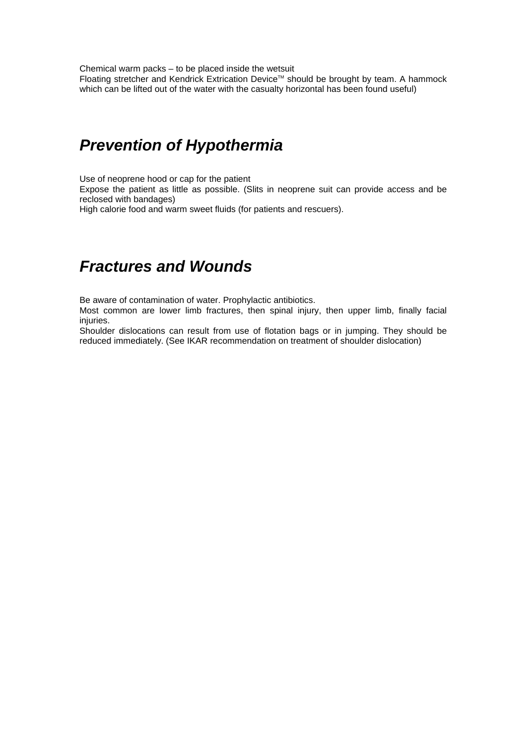Chemical warm packs – to be placed inside the wetsuit
Floating stretcher and Kendrick Extrication Device™ should be brought by team. A hammock which can be lifted out of the water with the casualty horizontal has been found useful)

## *Prevention of Hypothermia*

Use of neoprene hood or cap for the patient
Expose the patient as little as possible. (Slits in neoprene suit can provide access and be reclosed with bandages)
High calorie food and warm sweet fluids (for patients and rescuers).

## *Fractures and Wounds*

Be aware of contamination of water. Prophylactic antibiotics.
Most common are lower limb fractures, then spinal injury, then upper limb, finally facial injuries.
Shoulder dislocations can result from use of flotation bags or in jumping. They should be reduced immediately. (See IKAR recommendation on treatment of shoulder dislocation)